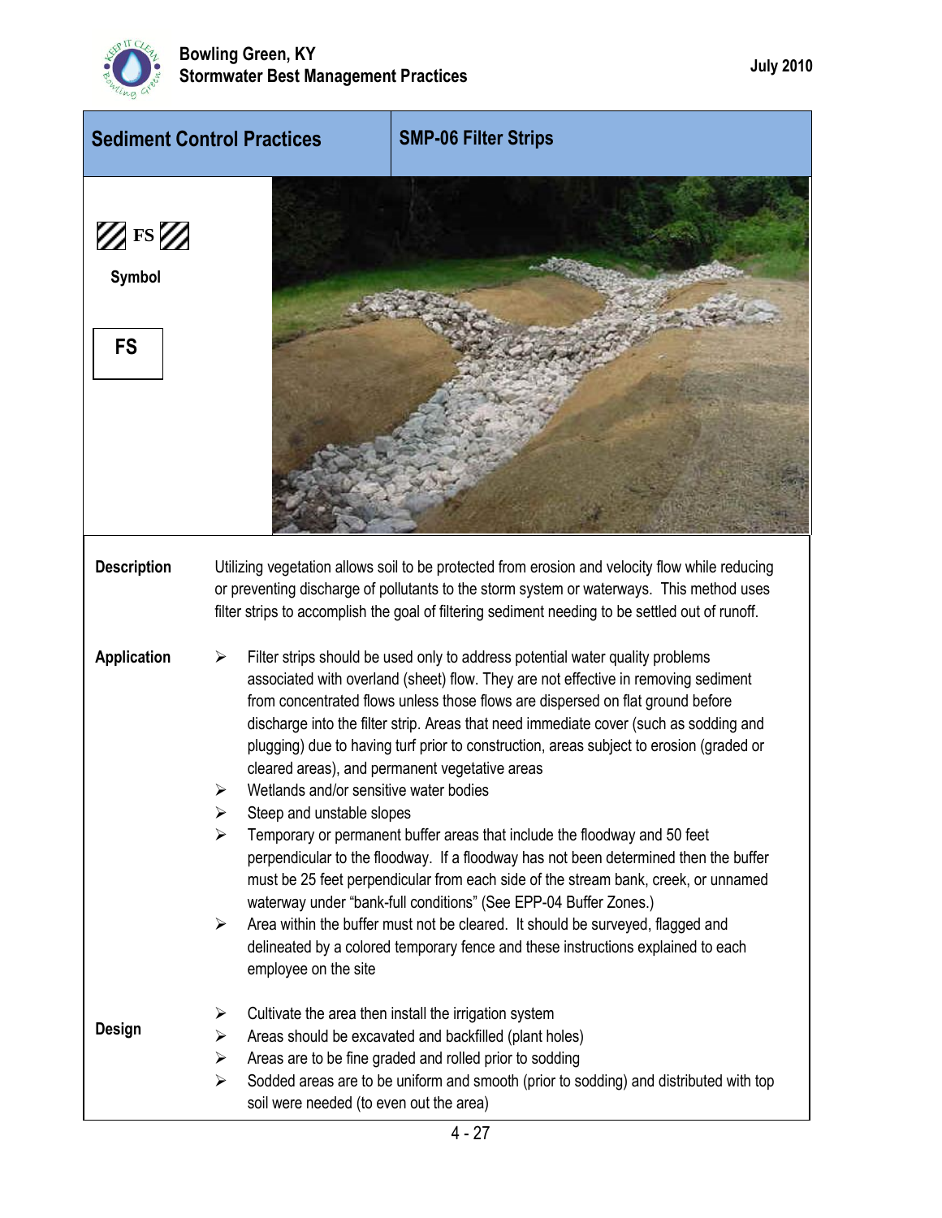## Sediment Control Practices

## SMP-06 Filter Strips

FS

**Symbol**

FS

**Description**

Utilizing vegetation allows soil to be protected from erosion and velocity flow while reducing or preventing discharge of pollutants to the storm system or waterways. This method uses filter strips to accomplish the goal of filtering sediment needing to be settled out of runoff.

**Application**

- Filter strips should be used only to address potential water quality problems associated with overland (sheet) flow. They are not effective in removing sediment from concentrated flows unless those flows are dispersed on flat ground before discharge into the filter strip. Areas that need immediate cover (such as sodding and plugging) due to having turf prior to construction, areas subject to erosion (graded or cleared areas), and permanent vegetative areas
- Wetlands and/or sensitive water bodies
- Steep and unstable slopes
- Temporary or permanent buffer areas that include the floodway and 50 feet perpendicular to the floodway. If a floodway has not been determined then the buffer must be 25 feet perpendicular from each side of the stream bank, creek, or unnamed waterway under "bank-full conditions" (See EPP-04 Buffer Zones.)
- Area within the buffer must not be cleared. It should be surveyed, flagged and delineated by a colored temporary fence and these instructions explained to each employee on the site

**Design**

- Cultivate the area then install the irrigation system
- Areas should be excavated and backfilled (plant holes)
- Areas are to be fine graded and rolled prior to sodding
- Sodded areas are to be uniform and smooth (prior to sodding) and distributed with top soil were needed (to even out the area)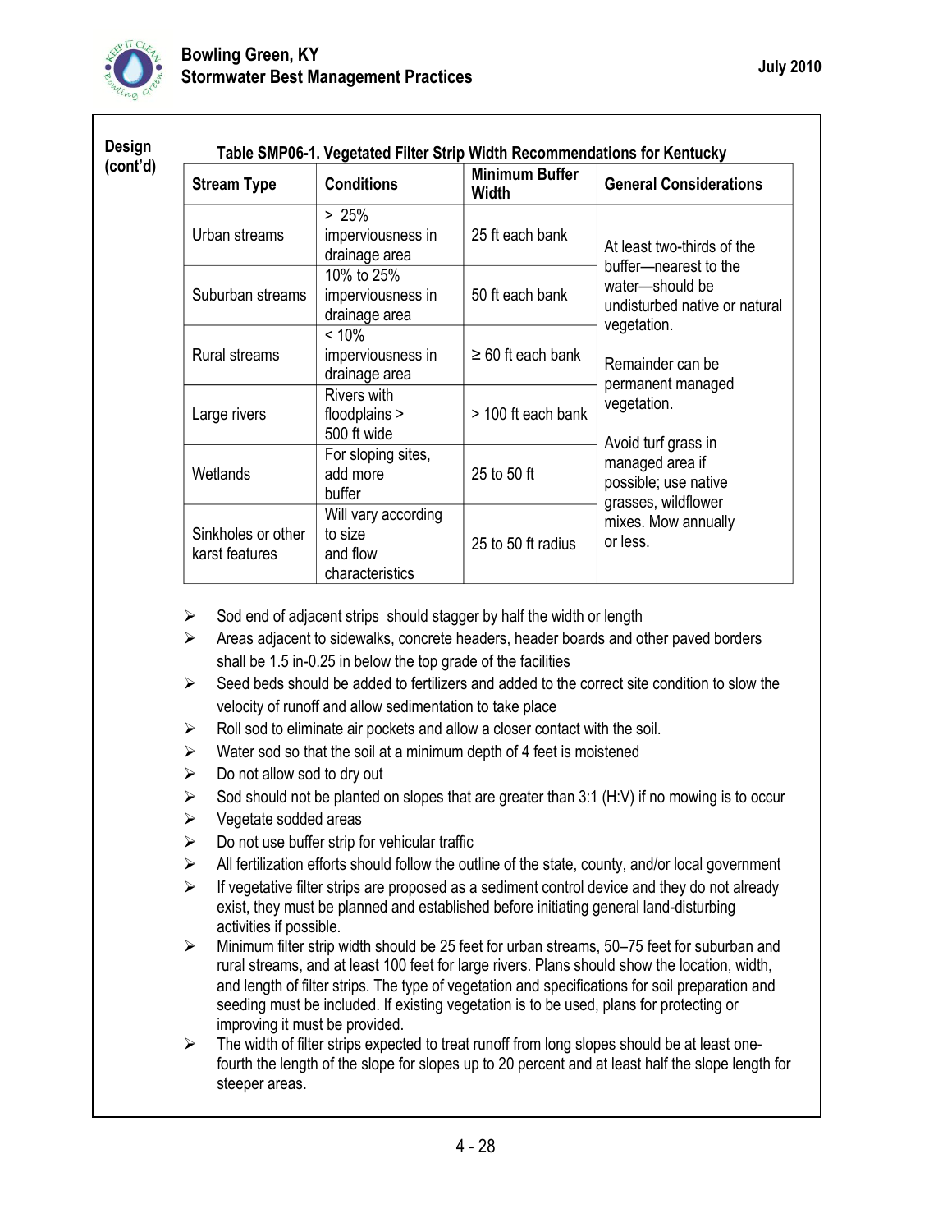**Design (cont'd)**

**Table SMP06-1. Vegetated Filter Strip Width Recommendations for Kentucky**

| Stream Type | Conditions | Minimum Buffer Width | General Considerations |
|---|---|---|---|
| Urban streams | > 25% imperviousness in drainage area | 25 ft each bank | At least two-thirds of the buffer—nearest to the water—should be undisturbed native or natural vegetation. Remainder can be permanent managed vegetation. Avoid turf grass in managed area if possible; use native grasses, wildflower mixes. Mow annually or less. |
| Suburban streams | 10% to 25% imperviousness in drainage area | 50 ft each bank | |
| Rural streams | < 10% imperviousness in drainage area | ≥ 60 ft each bank | |
| Large rivers | Rivers with floodplains > 500 ft wide | > 100 ft each bank | |
| Wetlands | For sloping sites, add more buffer | 25 to 50 ft | |
| Sinkholes or other karst features | Will vary according to size and flow characteristics | 25 to 50 ft radius | |

- Sod end of adjacent strips should stagger by half the width or length
- Areas adjacent to sidewalks, concrete headers, header boards and other paved borders shall be 1.5 in-0.25 in below the top grade of the facilities
- Seed beds should be added to fertilizers and added to the correct site condition to slow the velocity of runoff and allow sedimentation to take place
- Roll sod to eliminate air pockets and allow a closer contact with the soil.
- Water sod so that the soil at a minimum depth of 4 feet is moistened
- Do not allow sod to dry out
- Sod should not be planted on slopes that are greater than 3:1 (H:V) if no mowing is to occur
- Vegetate sodded areas
- Do not use buffer strip for vehicular traffic
- All fertilization efforts should follow the outline of the state, county, and/or local government
- If vegetative filter strips are proposed as a sediment control device and they do not already exist, they must be planned and established before initiating general land-disturbing activities if possible.
- Minimum filter strip width should be 25 feet for urban streams, 50–75 feet for suburban and rural streams, and at least 100 feet for large rivers. Plans should show the location, width, and length of filter strips. The type of vegetation and specifications for soil preparation and seeding must be included. If existing vegetation is to be used, plans for protecting or improving it must be provided.
- The width of filter strips expected to treat runoff from long slopes should be at least one-fourth the length of the slope for slopes up to 20 percent and at least half the slope length for steeper areas.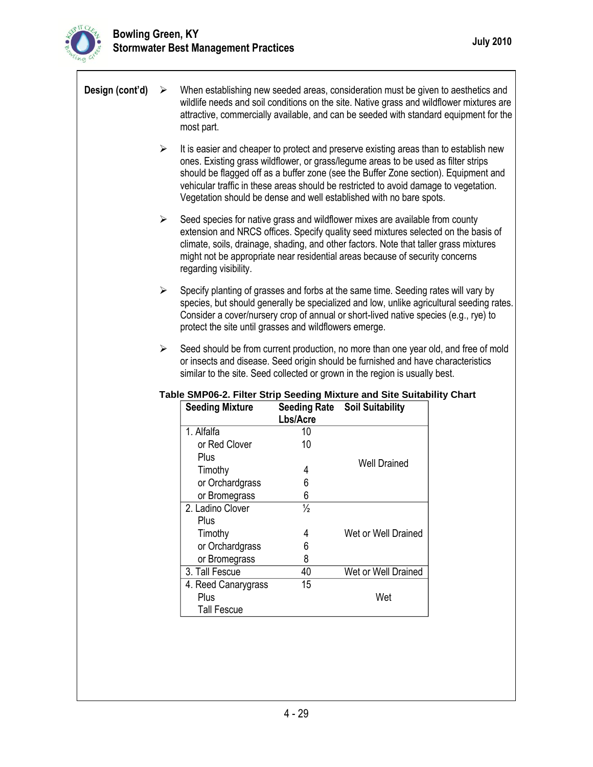**Design (cont'd)**

- When establishing new seeded areas, consideration must be given to aesthetics and wildlife needs and soil conditions on the site. Native grass and wildflower mixtures are attractive, commercially available, and can be seeded with standard equipment for the most part.
- It is easier and cheaper to protect and preserve existing areas than to establish new ones. Existing grass wildflower, or grass/legume areas to be used as filter strips should be flagged off as a buffer zone (see the Buffer Zone section). Equipment and vehicular traffic in these areas should be restricted to avoid damage to vegetation. Vegetation should be dense and well established with no bare spots.
- Seed species for native grass and wildflower mixes are available from county extension and NRCS offices. Specify quality seed mixtures selected on the basis of climate, soils, drainage, shading, and other factors. Note that taller grass mixtures might not be appropriate near residential areas because of security concerns regarding visibility.
- Specify planting of grasses and forbs at the same time. Seeding rates will vary by species, but should generally be specialized and low, unlike agricultural seeding rates. Consider a cover/nursery crop of annual or short-lived native species (e.g., rye) to protect the site until grasses and wildflowers emerge.
- Seed should be from current production, no more than one year old, and free of mold or insects and disease. Seed origin should be furnished and have characteristics similar to the site. Seed collected or grown in the region is usually best.

**Table SMP06-2. Filter Strip Seeding Mixture and Site Suitability Chart**

| Seeding Mixture | Seeding Rate Lbs/Acre | Soil Suitability |
|---|---|---|
| 1. Alfalfa | 10 | Well Drained |
| or Red Clover | 10 | |
| Plus | | |
| Timothy | 4 | |
| or Orchardgrass | 6 | |
| or Bromegrass | 6 | |
| 2. Ladino Clover | ½ | Wet or Well Drained |
| Plus | | |
| Timothy | 4 | |
| or Orchardgrass | 6 | |
| or Bromegrass | 8 | |
| 3. Tall Fescue | 40 | Wet or Well Drained |
| 4. Reed Canarygrass | 15 | Wet |
| Plus | | |
| Tall Fescue | | |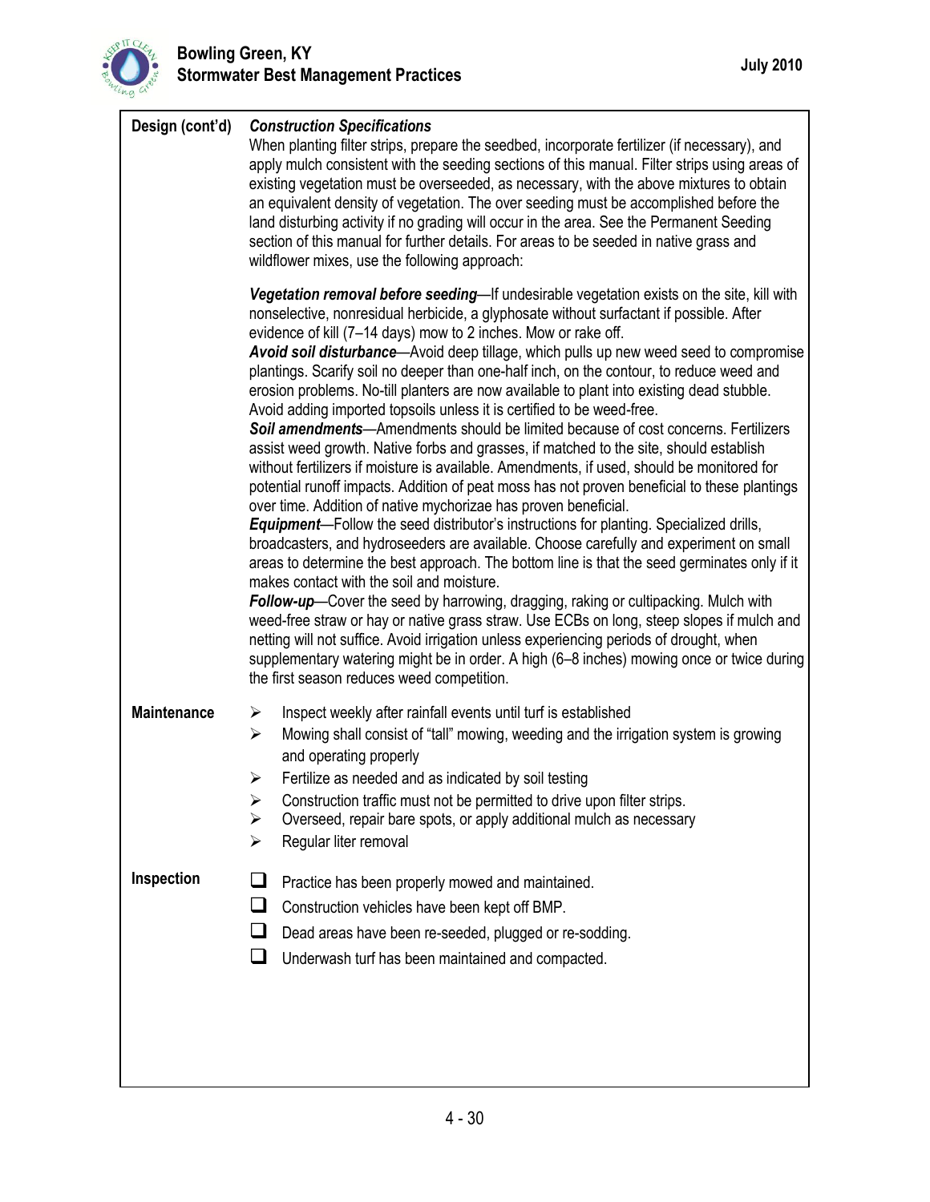**Design (cont'd)**

***Construction Specifications***

When planting filter strips, prepare the seedbed, incorporate fertilizer (if necessary), and apply mulch consistent with the seeding sections of this manual. Filter strips using areas of existing vegetation must be overseeded, as necessary, with the above mixtures to obtain an equivalent density of vegetation. The over seeding must be accomplished before the land disturbing activity if no grading will occur in the area. See the Permanent Seeding section of this manual for further details. For areas to be seeded in native grass and wildflower mixes, use the following approach:

***Vegetation removal before seeding***—If undesirable vegetation exists on the site, kill with nonselective, nonresidual herbicide, a glyphosate without surfactant if possible. After evidence of kill (7–14 days) mow to 2 inches. Mow or rake off.

***Avoid soil disturbance***—Avoid deep tillage, which pulls up new weed seed to compromise plantings. Scarify soil no deeper than one-half inch, on the contour, to reduce weed and erosion problems. No-till planters are now available to plant into existing dead stubble. Avoid adding imported topsoils unless it is certified to be weed-free.

***Soil amendments***—Amendments should be limited because of cost concerns. Fertilizers assist weed growth. Native forbs and grasses, if matched to the site, should establish without fertilizers if moisture is available. Amendments, if used, should be monitored for potential runoff impacts. Addition of peat moss has not proven beneficial to these plantings over time. Addition of native mychorizae has proven beneficial.

***Equipment***—Follow the seed distributor's instructions for planting. Specialized drills, broadcasters, and hydroseeders are available. Choose carefully and experiment on small areas to determine the best approach. The bottom line is that the seed germinates only if it makes contact with the soil and moisture.

***Follow-up***—Cover the seed by harrowing, dragging, raking or cultipacking. Mulch with weed-free straw or hay or native grass straw. Use ECBs on long, steep slopes if mulch and netting will not suffice. Avoid irrigation unless experiencing periods of drought, when supplementary watering might be in order. A high (6–8 inches) mowing once or twice during the first season reduces weed competition.

**Maintenance**

- Inspect weekly after rainfall events until turf is established
- Mowing shall consist of "tall" mowing, weeding and the irrigation system is growing and operating properly
- Fertilize as needed and as indicated by soil testing
- Construction traffic must not be permitted to drive upon filter strips.
- Overseed, repair bare spots, or apply additional mulch as necessary
- Regular liter removal

**Inspection**

- ☐ Practice has been properly mowed and maintained.
- ☐ Construction vehicles have been kept off BMP.
- ☐ Dead areas have been re-seeded, plugged or re-sodding.
- ☐ Underwash turf has been maintained and compacted.